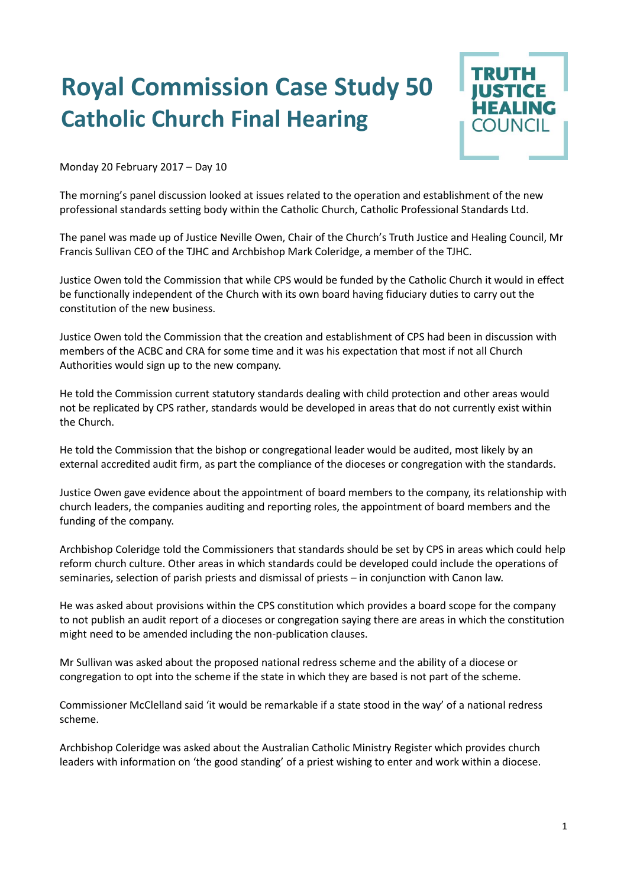# Royal Commission Case Study 50
# Catholic Church Final Hearing

TRUTH JUSTICE HEALING COUNCIL

Monday 20 February 2017 – Day 10

The morning's panel discussion looked at issues related to the operation and establishment of the new professional standards setting body within the Catholic Church, Catholic Professional Standards Ltd.

The panel was made up of Justice Neville Owen, Chair of the Church's Truth Justice and Healing Council, Mr Francis Sullivan CEO of the TJHC and Archbishop Mark Coleridge, a member of the TJHC.

Justice Owen told the Commission that while CPS would be funded by the Catholic Church it would in effect be functionally independent of the Church with its own board having fiduciary duties to carry out the constitution of the new business.

Justice Owen told the Commission that the creation and establishment of CPS had been in discussion with members of the ACBC and CRA for some time and it was his expectation that most if not all Church Authorities would sign up to the new company.

He told the Commission current statutory standards dealing with child protection and other areas would not be replicated by CPS rather, standards would be developed in areas that do not currently exist within the Church.

He told the Commission that the bishop or congregational leader would be audited, most likely by an external accredited audit firm, as part the compliance of the dioceses or congregation with the standards.

Justice Owen gave evidence about the appointment of board members to the company, its relationship with church leaders, the companies auditing and reporting roles, the appointment of board members and the funding of the company.

Archbishop Coleridge told the Commissioners that standards should be set by CPS in areas which could help reform church culture. Other areas in which standards could be developed could include the operations of seminaries, selection of parish priests and dismissal of priests – in conjunction with Canon law.

He was asked about provisions within the CPS constitution which provides a board scope for the company to not publish an audit report of a dioceses or congregation saying there are areas in which the constitution might need to be amended including the non-publication clauses.

Mr Sullivan was asked about the proposed national redress scheme and the ability of a diocese or congregation to opt into the scheme if the state in which they are based is not part of the scheme.

Commissioner McClelland said 'it would be remarkable if a state stood in the way' of a national redress scheme.

Archbishop Coleridge was asked about the Australian Catholic Ministry Register which provides church leaders with information on 'the good standing' of a priest wishing to enter and work within a diocese.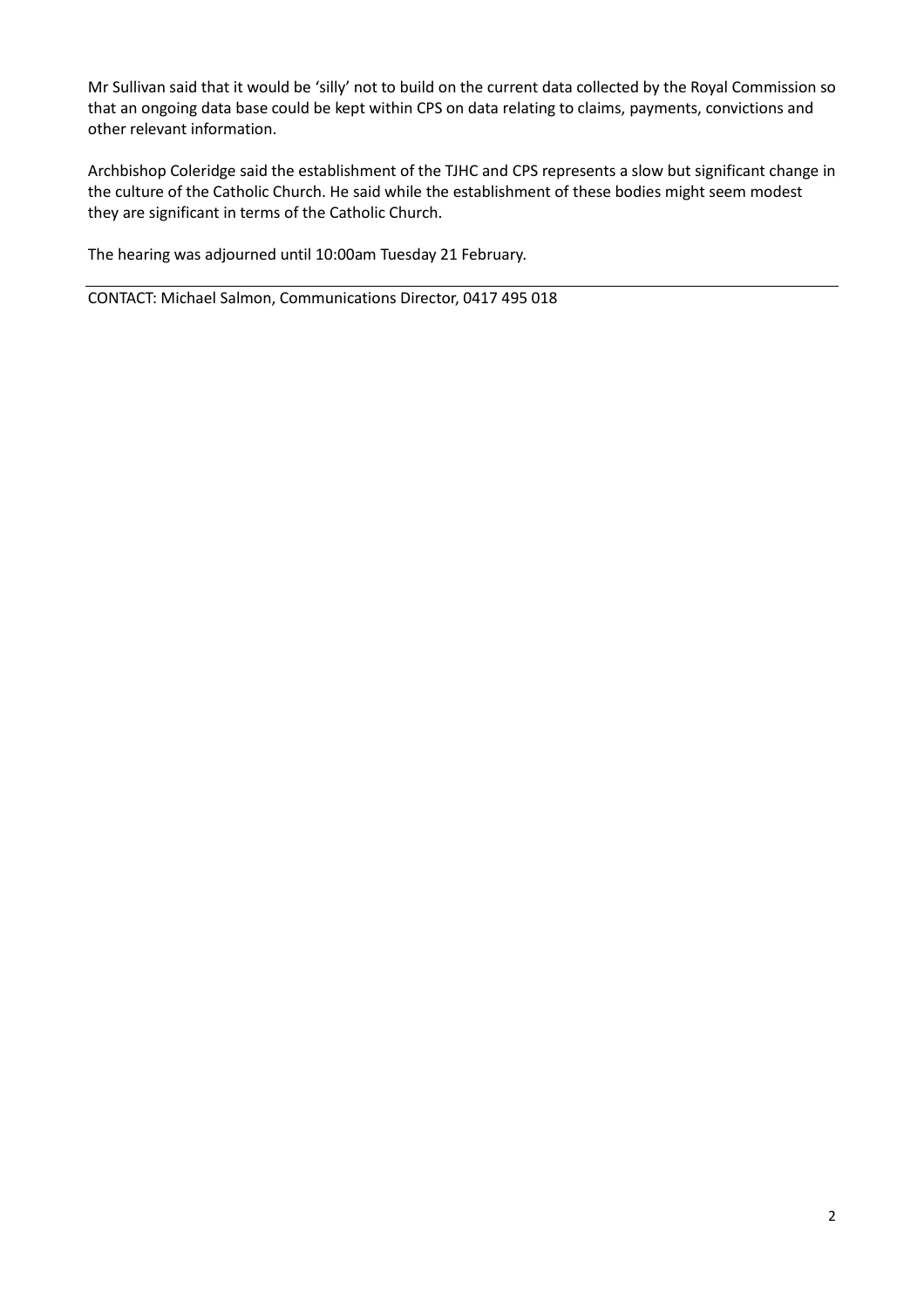Mr Sullivan said that it would be 'silly' not to build on the current data collected by the Royal Commission so that an ongoing data base could be kept within CPS on data relating to claims, payments, convictions and other relevant information.

Archbishop Coleridge said the establishment of the TJHC and CPS represents a slow but significant change in the culture of the Catholic Church. He said while the establishment of these bodies might seem modest they are significant in terms of the Catholic Church.

The hearing was adjourned until 10:00am Tuesday 21 February.

---

CONTACT: Michael Salmon, Communications Director, 0417 495 018